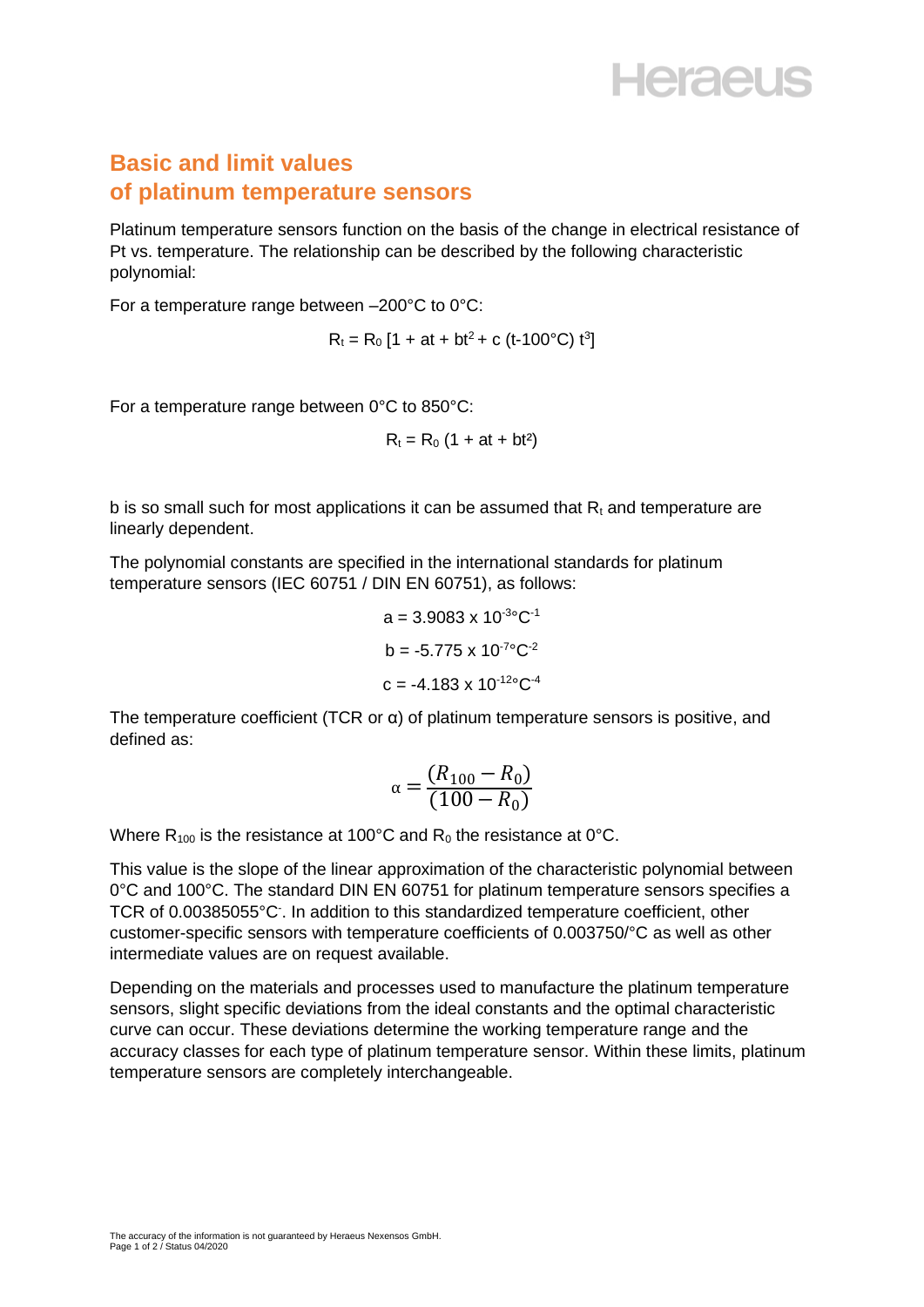## Basic and limit values of platinum temperature sensors

Platinum temperature sensors function on the basis of the change in electrical resistance of Pt vs. temperature. The relationship can be described by the following characteristic polynomial:

For a temperature range between –200°C to 0°C:

$$R_t = R_0 \left[1 + at + bt^2 + c\,(t\text{-}100°C)\,t^3\right]$$

For a temperature range between 0°C to 850°C:

$$R_t = R_0\,(1 + at + bt^2)$$

b is so small such for most applications it can be assumed that $R_t$ and temperature are linearly dependent.

The polynomial constants are specified in the international standards for platinum temperature sensors (IEC 60751 / DIN EN 60751), as follows:

$$a = 3.9083 \times 10^{-3}°C^{-1}$$

$$b = -5.775 \times 10^{-7}°C^{-2}$$

$$c = -4.183 \times 10^{-12}°C^{-4}$$

The temperature coefficient (TCR or α) of platinum temperature sensors is positive, and defined as:

$$\alpha = \frac{(R_{100} - R_0)}{(100 - R_0)}$$

Where $R_{100}$ is the resistance at 100°C and $R_0$ the resistance at 0°C.

This value is the slope of the linear approximation of the characteristic polynomial between 0°C and 100°C. The standard DIN EN 60751 for platinum temperature sensors specifies a TCR of 0.00385055°C⁻. In addition to this standardized temperature coefficient, other customer-specific sensors with temperature coefficients of 0.003750/°C as well as other intermediate values are on request available.

Depending on the materials and processes used to manufacture the platinum temperature sensors, slight specific deviations from the ideal constants and the optimal characteristic curve can occur. These deviations determine the working temperature range and the accuracy classes for each type of platinum temperature sensor. Within these limits, platinum temperature sensors are completely interchangeable.

The accuracy of the information is not guaranteed by Heraeus Nexensos GmbH.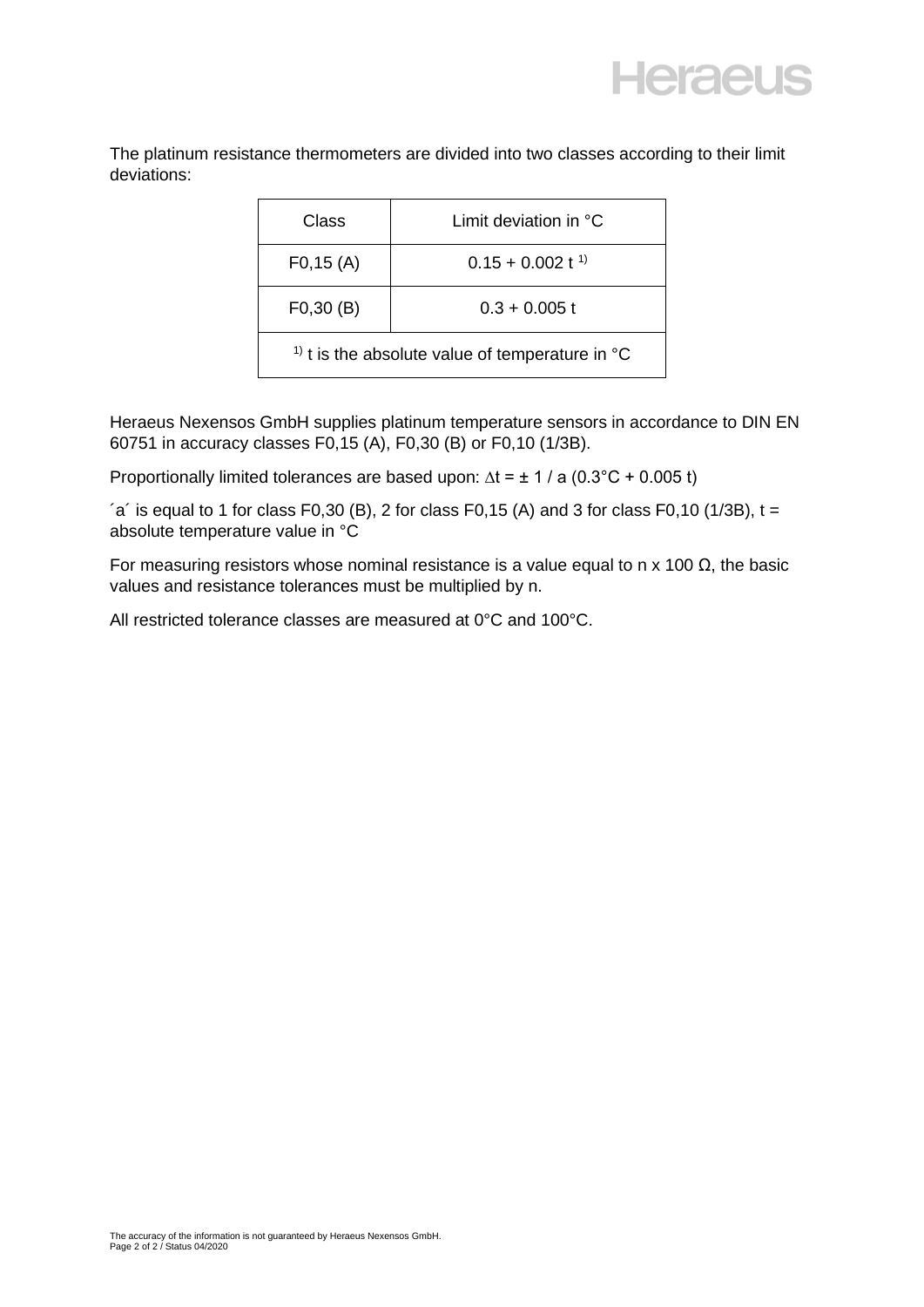The platinum resistance thermometers are divided into two classes according to their limit deviations:

| Class | Limit deviation in °C |
|---|---|
| F0,15 (A) | $0.15 + 0.002\ t$ [1)] |
| F0,30 (B) | $0.3 + 0.005\ t$ |
| [1)] t is the absolute value of temperature in °C | |

Heraeus Nexensos GmbH supplies platinum temperature sensors in accordance to DIN EN 60751 in accuracy classes F0,15 (A), F0,30 (B) or F0,10 (1/3B).

Proportionally limited tolerances are based upon: $\Delta t = \pm\ 1 / a\ (0.3°C + 0.005\ t)$

´a´ is equal to 1 for class F0,30 (B), 2 for class F0,15 (A) and 3 for class F0,10 (1/3B), t = absolute temperature value in °C

For measuring resistors whose nominal resistance is a value equal to n x 100 Ω, the basic values and resistance tolerances must be multiplied by n.

All restricted tolerance classes are measured at 0°C and 100°C.

The accuracy of the information is not guaranteed by Heraeus Nexensos GmbH.
Status 04/2020